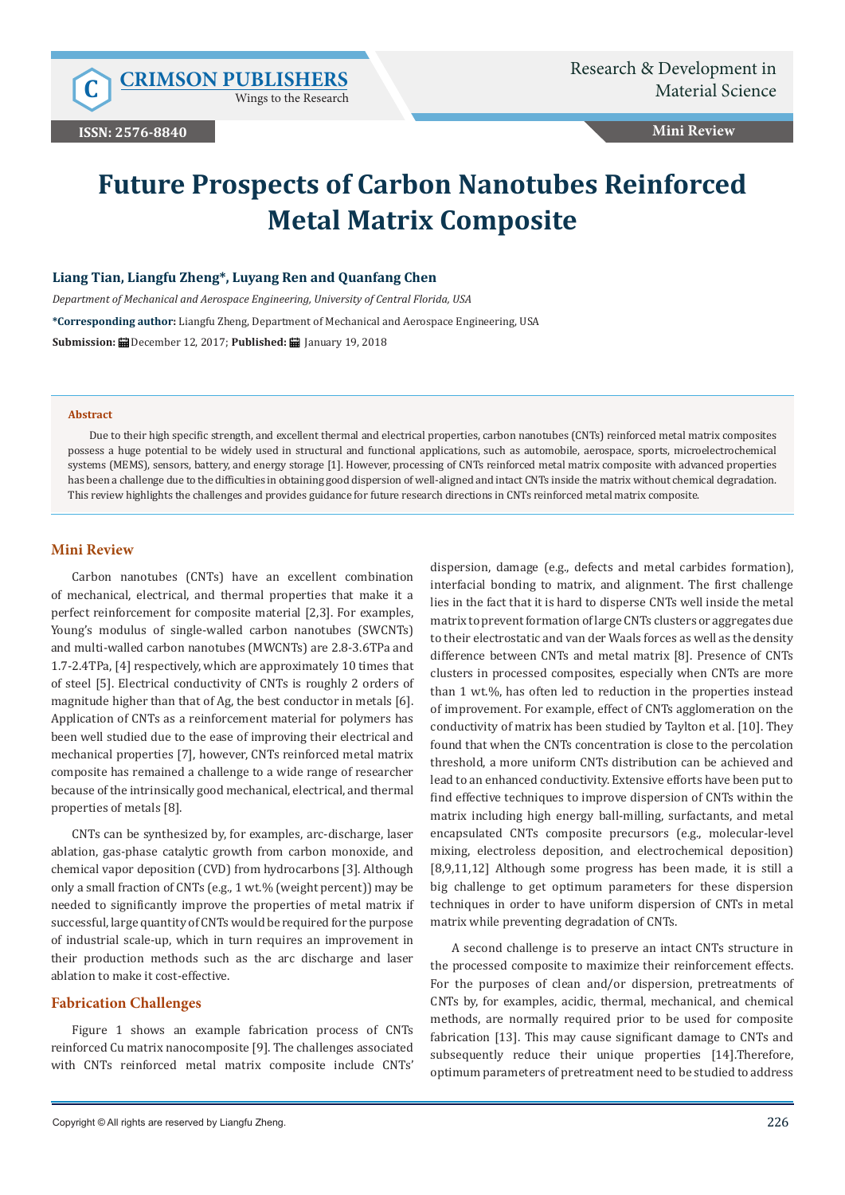# Future Prospects of Carbon Nanotubes Reinforced Metal Matrix Composite

**Liang Tian, Liangfu Zheng*, Luyang Ren and Quanfang Chen**

*Department of Mechanical and Aerospace Engineering, University of Central Florida, USA*

**\*Corresponding author:** Liangfu Zheng, Department of Mechanical and Aerospace Engineering, USA

**Submission:** December 12, 2017; **Published:** January 19, 2018

### Abstract

Due to their high specific strength, and excellent thermal and electrical properties, carbon nanotubes (CNTs) reinforced metal matrix composites possess a huge potential to be widely used in structural and functional applications, such as automobile, aerospace, sports, microelectrochemical systems (MEMS), sensors, battery, and energy storage [1]. However, processing of CNTs reinforced metal matrix composite with advanced properties has been a challenge due to the difficulties in obtaining good dispersion of well-aligned and intact CNTs inside the matrix without chemical degradation. This review highlights the challenges and provides guidance for future research directions in CNTs reinforced metal matrix composite.

## Mini Review

Carbon nanotubes (CNTs) have an excellent combination of mechanical, electrical, and thermal properties that make it a perfect reinforcement for composite material [2,3]. For examples, Young's modulus of single-walled carbon nanotubes (SWCNTs) and multi-walled carbon nanotubes (MWCNTs) are 2.8-3.6TPa and 1.7-2.4TPa, [4] respectively, which are approximately 10 times that of steel [5]. Electrical conductivity of CNTs is roughly 2 orders of magnitude higher than that of Ag, the best conductor in metals [6]. Application of CNTs as a reinforcement material for polymers has been well studied due to the ease of improving their electrical and mechanical properties [7], however, CNTs reinforced metal matrix composite has remained a challenge to a wide range of researcher because of the intrinsically good mechanical, electrical, and thermal properties of metals [8].

CNTs can be synthesized by, for examples, arc-discharge, laser ablation, gas-phase catalytic growth from carbon monoxide, and chemical vapor deposition (CVD) from hydrocarbons [3]. Although only a small fraction of CNTs (e.g., 1 wt.% (weight percent)) may be needed to significantly improve the properties of metal matrix if successful, large quantity of CNTs would be required for the purpose of industrial scale-up, which in turn requires an improvement in their production methods such as the arc discharge and laser ablation to make it cost-effective.

## Fabrication Challenges

Figure 1 shows an example fabrication process of CNTs reinforced Cu matrix nanocomposite [9]. The challenges associated with CNTs reinforced metal matrix composite include CNTs' dispersion, damage (e.g., defects and metal carbides formation), interfacial bonding to matrix, and alignment. The first challenge lies in the fact that it is hard to disperse CNTs well inside the metal matrix to prevent formation of large CNTs clusters or aggregates due to their electrostatic and van der Waals forces as well as the density difference between CNTs and metal matrix [8]. Presence of CNTs clusters in processed composites, especially when CNTs are more than 1 wt.%, has often led to reduction in the properties instead of improvement. For example, effect of CNTs agglomeration on the conductivity of matrix has been studied by Taylton et al. [10]. They found that when the CNTs concentration is close to the percolation threshold, a more uniform CNTs distribution can be achieved and lead to an enhanced conductivity. Extensive efforts have been put to find effective techniques to improve dispersion of CNTs within the matrix including high energy ball-milling, surfactants, and metal encapsulated CNTs composite precursors (e.g., molecular-level mixing, electroless deposition, and electrochemical deposition) [8,9,11,12] Although some progress has been made, it is still a big challenge to get optimum parameters for these dispersion techniques in order to have uniform dispersion of CNTs in metal matrix while preventing degradation of CNTs.

A second challenge is to preserve an intact CNTs structure in the processed composite to maximize their reinforcement effects. For the purposes of clean and/or dispersion, pretreatments of CNTs by, for examples, acidic, thermal, mechanical, and chemical methods, are normally required prior to be used for composite fabrication [13]. This may cause significant damage to CNTs and subsequently reduce their unique properties [14].Therefore, optimum parameters of pretreatment need to be studied to address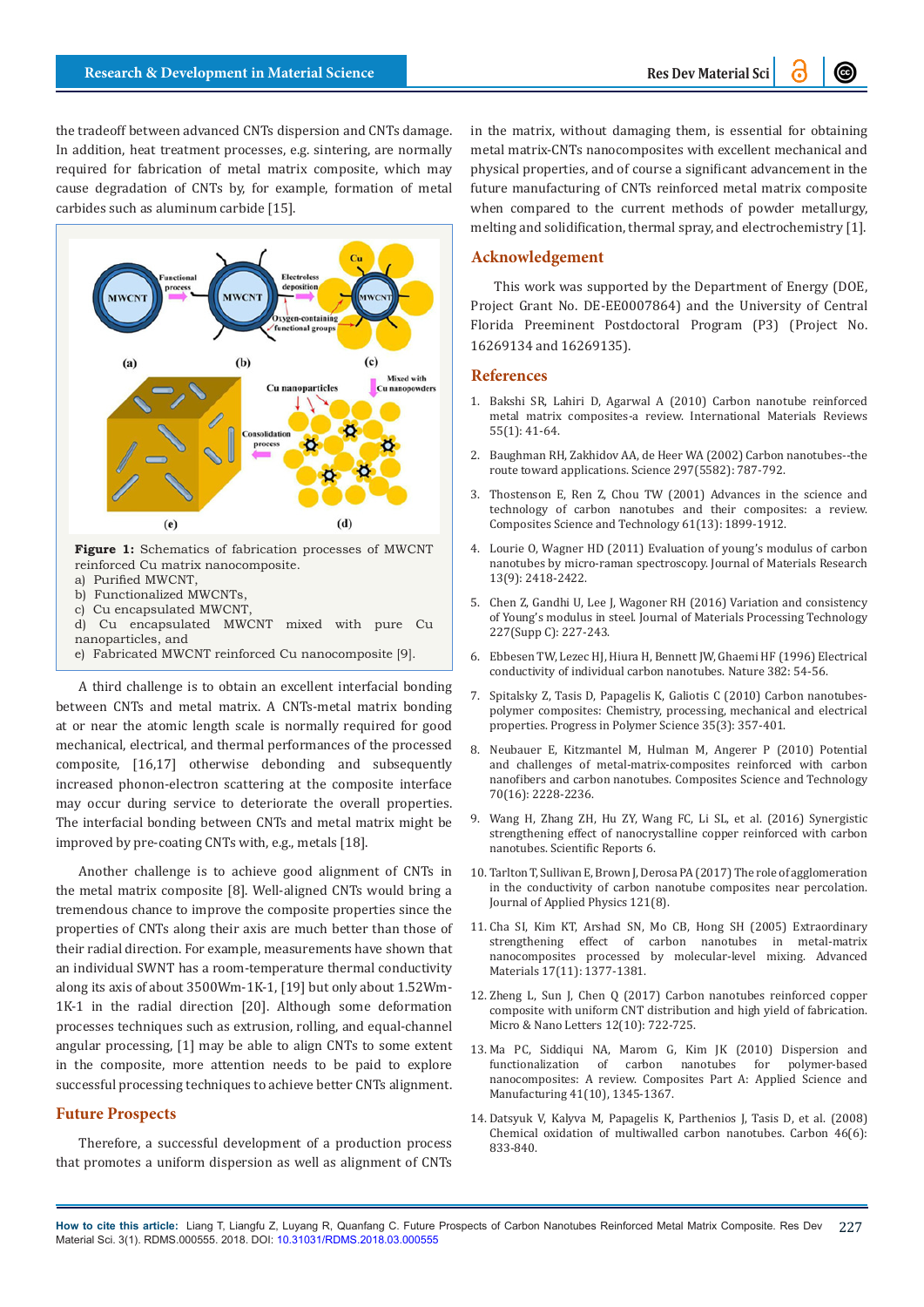the tradeoff between advanced CNTs dispersion and CNTs damage. In addition, heat treatment processes, e.g. sintering, are normally required for fabrication of metal matrix composite, which may cause degradation of CNTs by, for example, formation of metal carbides such as aluminum carbide [15].

**Figure 1:** Schematics of fabrication processes of MWCNT reinforced Cu matrix nanocomposite.
a) Purified MWCNT,
b) Functionalized MWCNTs,
c) Cu encapsulated MWCNT,
d) Cu encapsulated MWCNT mixed with pure Cu nanoparticles, and
e) Fabricated MWCNT reinforced Cu nanocomposite [9].

A third challenge is to obtain an excellent interfacial bonding between CNTs and metal matrix. A CNTs-metal matrix bonding at or near the atomic length scale is normally required for good mechanical, electrical, and thermal performances of the processed composite, [16,17] otherwise debonding and subsequently increased phonon-electron scattering at the composite interface may occur during service to deteriorate the overall properties. The interfacial bonding between CNTs and metal matrix might be improved by pre-coating CNTs with, e.g., metals [18].

Another challenge is to achieve good alignment of CNTs in the metal matrix composite [8]. Well-aligned CNTs would bring a tremendous chance to improve the composite properties since the properties of CNTs along their axis are much better than those of their radial direction. For example, measurements have shown that an individual SWNT has a room-temperature thermal conductivity along its axis of about 3500Wm-1K-1, [19] but only about 1.52Wm-1K-1 in the radial direction [20]. Although some deformation processes techniques such as extrusion, rolling, and equal-channel angular processing, [1] may be able to align CNTs to some extent in the composite, more attention needs to be paid to explore successful processing techniques to achieve better CNTs alignment.

## Future Prospects

Therefore, a successful development of a production process that promotes a uniform dispersion as well as alignment of CNTs in the matrix, without damaging them, is essential for obtaining metal matrix-CNTs nanocomposites with excellent mechanical and physical properties, and of course a significant advancement in the future manufacturing of CNTs reinforced metal matrix composite when compared to the current methods of powder metallurgy, melting and solidification, thermal spray, and electrochemistry [1].

## Acknowledgement

This work was supported by the Department of Energy (DOE, Project Grant No. DE-EE0007864) and the University of Central Florida Preeminent Postdoctoral Program (P3) (Project No. 16269134 and 16269135).

## References

1. Bakshi SR, Lahiri D, Agarwal A (2010) Carbon nanotube reinforced metal matrix composites-a review. International Materials Reviews 55(1): 41-64.
2. Baughman RH, Zakhidov AA, de Heer WA (2002) Carbon nanotubes--the route toward applications. Science 297(5582): 787-792.
3. Thostenson E, Ren Z, Chou TW (2001) Advances in the science and technology of carbon nanotubes and their composites: a review. Composites Science and Technology 61(13): 1899-1912.
4. Lourie O, Wagner HD (2011) Evaluation of young's modulus of carbon nanotubes by micro-raman spectroscopy. Journal of Materials Research 13(9): 2418-2422.
5. Chen Z, Gandhi U, Lee J, Wagoner RH (2016) Variation and consistency of Young's modulus in steel. Journal of Materials Processing Technology 227(Supp C): 227-243.
6. Ebbesen TW, Lezec HJ, Hiura H, Bennett JW, Ghaemi HF (1996) Electrical conductivity of individual carbon nanotubes. Nature 382: 54-56.
7. Spitalsky Z, Tasis D, Papagelis K, Galiotis C (2010) Carbon nanotubes-polymer composites: Chemistry, processing, mechanical and electrical properties. Progress in Polymer Science 35(3): 357-401.
8. Neubauer E, Kitzmantel M, Hulman M, Angerer P (2010) Potential and challenges of metal-matrix-composites reinforced with carbon nanofibers and carbon nanotubes. Composites Science and Technology 70(16): 2228-2236.
9. Wang H, Zhang ZH, Hu ZY, Wang FC, Li SL, et al. (2016) Synergistic strengthening effect of nanocrystalline copper reinforced with carbon nanotubes. Scientific Reports 6.
10. Tarlton T, Sullivan E, Brown J, Derosa PA (2017) The role of agglomeration in the conductivity of carbon nanotube composites near percolation. Journal of Applied Physics 121(8).
11. Cha SI, Kim KT, Arshad SN, Mo CB, Hong SH (2005) Extraordinary strengthening effect of carbon nanotubes in metal-matrix nanocomposites processed by molecular-level mixing. Advanced Materials 17(11): 1377-1381.
12. Zheng L, Sun J, Chen Q (2017) Carbon nanotubes reinforced copper composite with uniform CNT distribution and high yield of fabrication. Micro & Nano Letters 12(10): 722-725.
13. Ma PC, Siddiqui NA, Marom G, Kim JK (2010) Dispersion and functionalization of carbon nanotubes for polymer-based nanocomposites: A review. Composites Part A: Applied Science and Manufacturing 41(10), 1345-1367.
14. Datsyuk V, Kalyva M, Papagelis K, Parthenios J, Tasis D, et al. (2008) Chemical oxidation of multiwalled carbon nanotubes. Carbon 46(6): 833-840.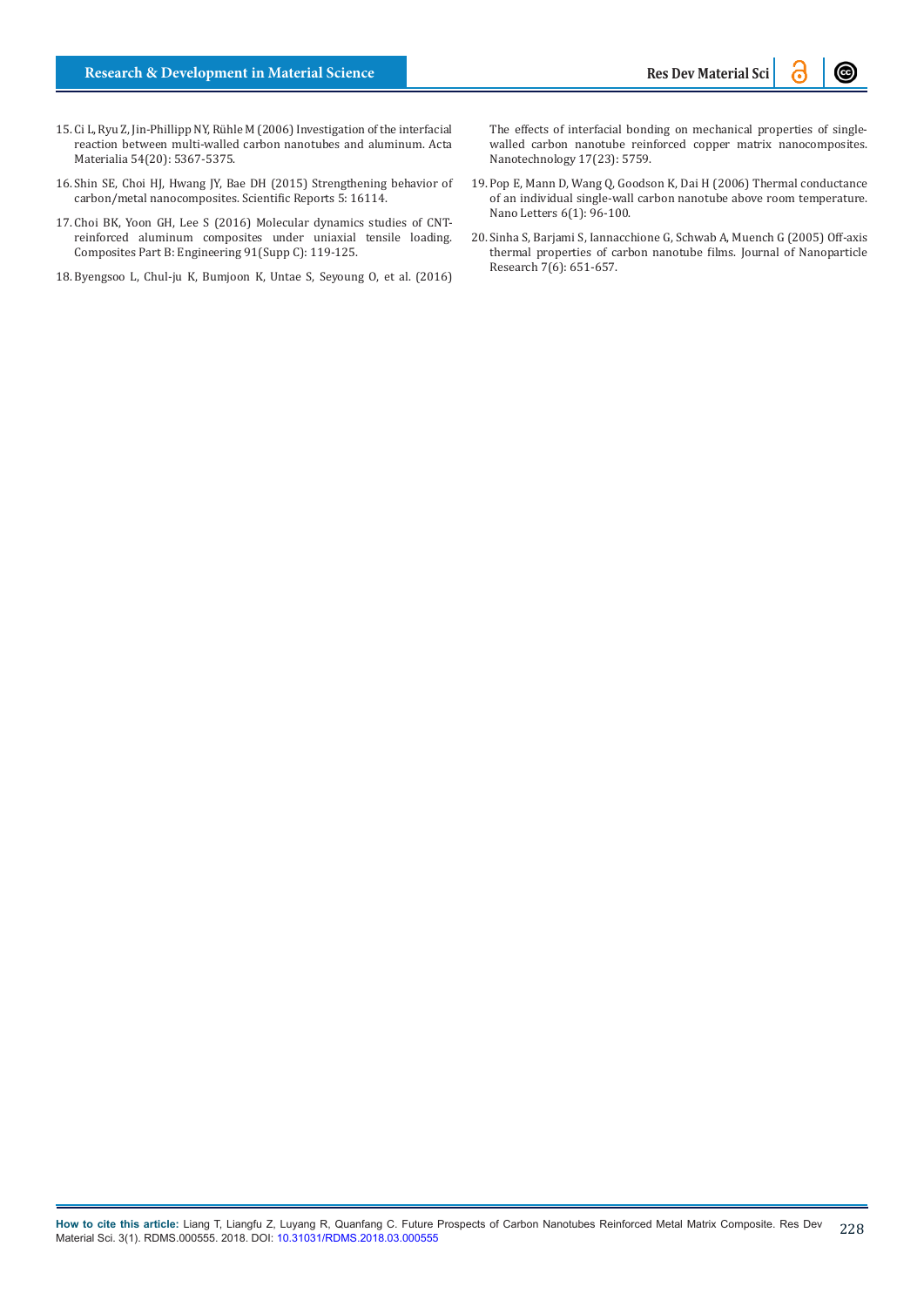15. Ci L, Ryu Z, Jin-Phillipp NY, Rühle M (2006) Investigation of the interfacial reaction between multi-walled carbon nanotubes and aluminum. Acta Materialia 54(20): 5367-5375.
16. Shin SE, Choi HJ, Hwang JY, Bae DH (2015) Strengthening behavior of carbon/metal nanocomposites. Scientific Reports 5: 16114.
17. Choi BK, Yoon GH, Lee S (2016) Molecular dynamics studies of CNT-reinforced aluminum composites under uniaxial tensile loading. Composites Part B: Engineering 91(Supp C): 119-125.
18. Byengsoo L, Chul-ju K, Bumjoon K, Untae S, Seyoung O, et al. (2016) The effects of interfacial bonding on mechanical properties of single-walled carbon nanotube reinforced copper matrix nanocomposites. Nanotechnology 17(23): 5759.
19. Pop E, Mann D, Wang Q, Goodson K, Dai H (2006) Thermal conductance of an individual single-wall carbon nanotube above room temperature. Nano Letters 6(1): 96-100.
20. Sinha S, Barjami S, Iannacchione G, Schwab A, Muench G (2005) Off-axis thermal properties of carbon nanotube films. Journal of Nanoparticle Research 7(6): 651-657.

**How to cite this article:** Liang T, Liangfu Z, Luyang R, Quanfang C. Future Prospects of Carbon Nanotubes Reinforced Metal Matrix Composite. Res Dev Material Sci. 3(1). RDMS.000555. 2018. DOI: 10.31031/RDMS.2018.03.000555